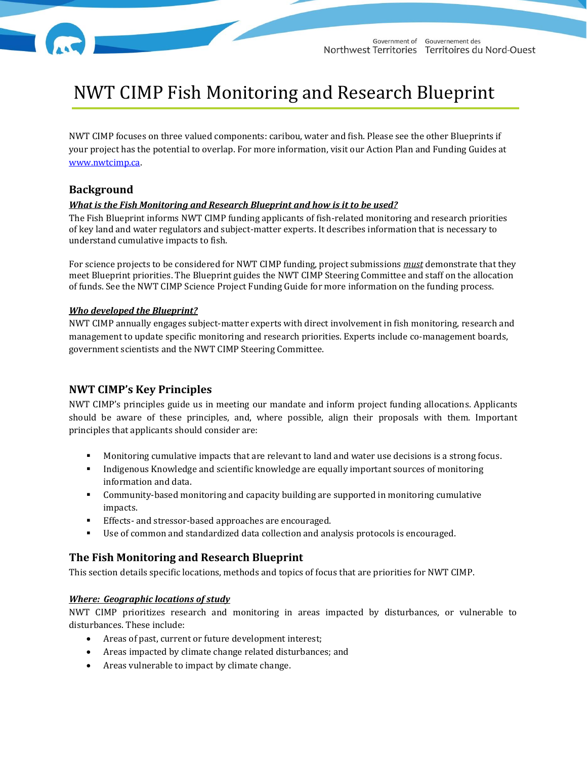# NWT CIMP Fish Monitoring and Research Blueprint

NWT CIMP focuses on three valued components: caribou, water and fish. Please see the other Blueprints if your project has the potential to overlap. For more information, visit our Action Plan and Funding Guides at [www.nwtcimp.ca](www.nwtcimp.ca).

## Background

***What is the Fish Monitoring and Research Blueprint and how is it to be used?***

The Fish Blueprint informs NWT CIMP funding applicants of fish-related monitoring and research priorities of key land and water regulators and subject-matter experts. It describes information that is necessary to understand cumulative impacts to fish.

For science projects to be considered for NWT CIMP funding, project submissions *must* demonstrate that they meet Blueprint priorities. The Blueprint guides the NWT CIMP Steering Committee and staff on the allocation of funds. See the NWT CIMP Science Project Funding Guide for more information on the funding process.

***Who developed the Blueprint?***

NWT CIMP annually engages subject-matter experts with direct involvement in fish monitoring, research and management to update specific monitoring and research priorities. Experts include co-management boards, government scientists and the NWT CIMP Steering Committee.

## NWT CIMP's Key Principles

NWT CIMP's principles guide us in meeting our mandate and inform project funding allocations. Applicants should be aware of these principles, and, where possible, align their proposals with them. Important principles that applicants should consider are:

- Monitoring cumulative impacts that are relevant to land and water use decisions is a strong focus.
- Indigenous Knowledge and scientific knowledge are equally important sources of monitoring information and data.
- Community-based monitoring and capacity building are supported in monitoring cumulative impacts.
- Effects- and stressor-based approaches are encouraged.
- Use of common and standardized data collection and analysis protocols is encouraged.

## The Fish Monitoring and Research Blueprint

This section details specific locations, methods and topics of focus that are priorities for NWT CIMP.

***Where: Geographic locations of study***

NWT CIMP prioritizes research and monitoring in areas impacted by disturbances, or vulnerable to disturbances. These include:

- Areas of past, current or future development interest;
- Areas impacted by climate change related disturbances; and
- Areas vulnerable to impact by climate change.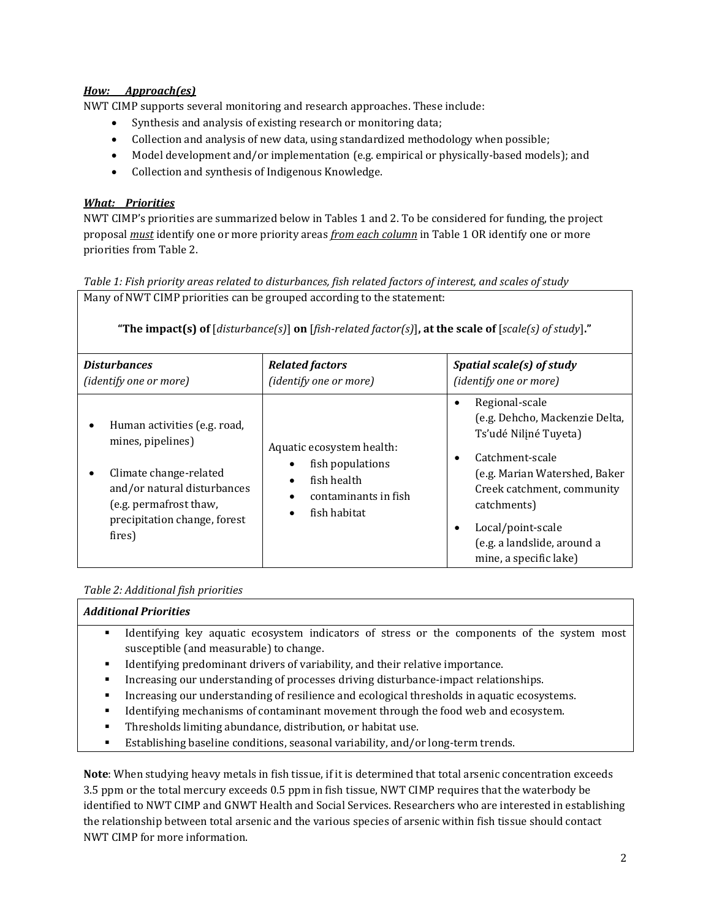***How: Approach(es)***

NWT CIMP supports several monitoring and research approaches. These include:

- Synthesis and analysis of existing research or monitoring data;
- Collection and analysis of new data, using standardized methodology when possible;
- Model development and/or implementation (e.g. empirical or physically-based models); and
- Collection and synthesis of Indigenous Knowledge.

***What: Priorities***

NWT CIMP's priorities are summarized below in Tables 1 and 2. To be considered for funding, the project proposal ***must*** identify one or more priority areas ***from each column*** in Table 1 OR identify one or more priorities from Table 2.

*Table 1: Fish priority areas related to disturbances, fish related factors of interest, and scales of study*

Many of NWT CIMP priorities can be grouped according to the statement:

**"The impact(s) of** [*disturbance(s)*] **on** [*fish-related factor(s)*]**, at the scale of** [*scale(s) of study*]**."**

| ***Disturbances*** *(identify one or more)* | ***Related factors*** *(identify one or more)* | ***Spatial scale(s) of study*** *(identify one or more)* |
|---|---|---|
| • Human activities (e.g. road, mines, pipelines)<br>• Climate change-related and/or natural disturbances (e.g. permafrost thaw, precipitation change, forest fires) | Aquatic ecosystem health:<br>• fish populations<br>• fish health<br>• contaminants in fish<br>• fish habitat | • Regional-scale (e.g. Dehcho, Mackenzie Delta, Ts'udé Niļįné Tuyeta)<br>• Catchment-scale (e.g. Marian Watershed, Baker Creek catchment, community catchments)<br>• Local/point-scale (e.g. a landslide, around a mine, a specific lake) |

*Table 2: Additional fish priorities*

| ***Additional Priorities*** |
|---|
| ▪ Identifying key aquatic ecosystem indicators of stress or the components of the system most susceptible (and measurable) to change.<br>▪ Identifying predominant drivers of variability, and their relative importance.<br>▪ Increasing our understanding of processes driving disturbance-impact relationships.<br>▪ Increasing our understanding of resilience and ecological thresholds in aquatic ecosystems.<br>▪ Identifying mechanisms of contaminant movement through the food web and ecosystem.<br>▪ Thresholds limiting abundance, distribution, or habitat use.<br>▪ Establishing baseline conditions, seasonal variability, and/or long-term trends. |

**Note**: When studying heavy metals in fish tissue, if it is determined that total arsenic concentration exceeds 3.5 ppm or the total mercury exceeds 0.5 ppm in fish tissue, NWT CIMP requires that the waterbody be identified to NWT CIMP and GNWT Health and Social Services. Researchers who are interested in establishing the relationship between total arsenic and the various species of arsenic within fish tissue should contact NWT CIMP for more information.